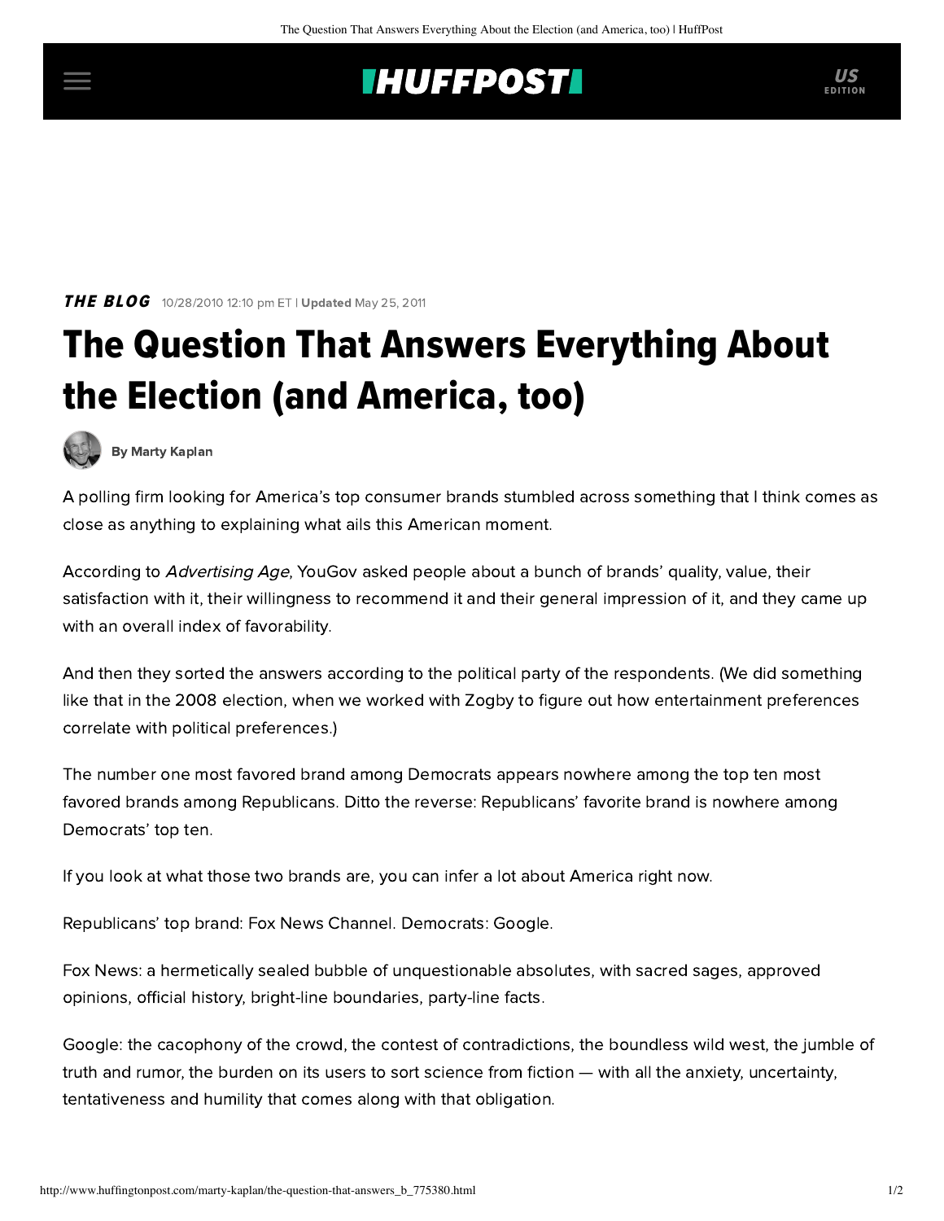**THE BLOG** 10/28/2010 12:10 pm ET | **Updated** May 25, 2011

# The Question That Answers Everything About the Election (and America, too)

**By Marty Kaplan**

A polling firm looking for America's top consumer brands stumbled across something that I think comes as close as anything to explaining what ails this American moment.

According to *Advertising Age*, YouGov asked people about a bunch of brands' quality, value, their satisfaction with it, their willingness to recommend it and their general impression of it, and they came up with an overall index of favorability.

And then they sorted the answers according to the political party of the respondents. (We did something like that in the 2008 election, when we worked with Zogby to figure out how entertainment preferences correlate with political preferences.)

The number one most favored brand among Democrats appears nowhere among the top ten most favored brands among Republicans. Ditto the reverse: Republicans' favorite brand is nowhere among Democrats' top ten.

If you look at what those two brands are, you can infer a lot about America right now.

Republicans' top brand: Fox News Channel. Democrats: Google.

Fox News: a hermetically sealed bubble of unquestionable absolutes, with sacred sages, approved opinions, official history, bright-line boundaries, party-line facts.

Google: the cacophony of the crowd, the contest of contradictions, the boundless wild west, the jumble of truth and rumor, the burden on its users to sort science from fiction — with all the anxiety, uncertainty, tentativeness and humility that comes along with that obligation.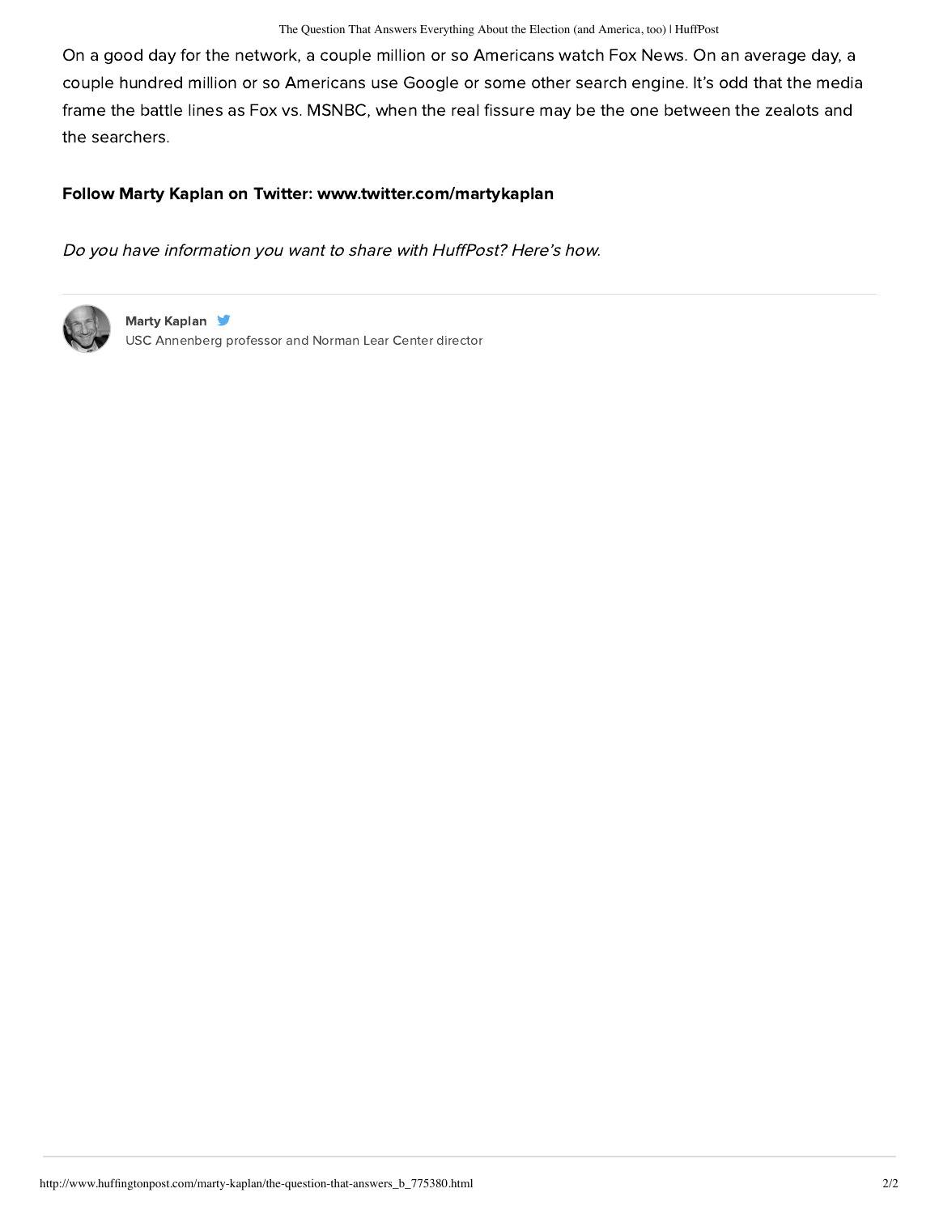On a good day for the network, a couple million or so Americans watch Fox News. On an average day, a couple hundred million or so Americans use Google or some other search engine. It's odd that the media frame the battle lines as Fox vs. MSNBC, when the real fissure may be the one between the zealots and the searchers.

**Follow Marty Kaplan on Twitter: www.twitter.com/martykaplan**

*Do you have information you want to share with HuffPost? Here's how.*

---

**Marty Kaplan**

USC Annenberg professor and Norman Lear Center director